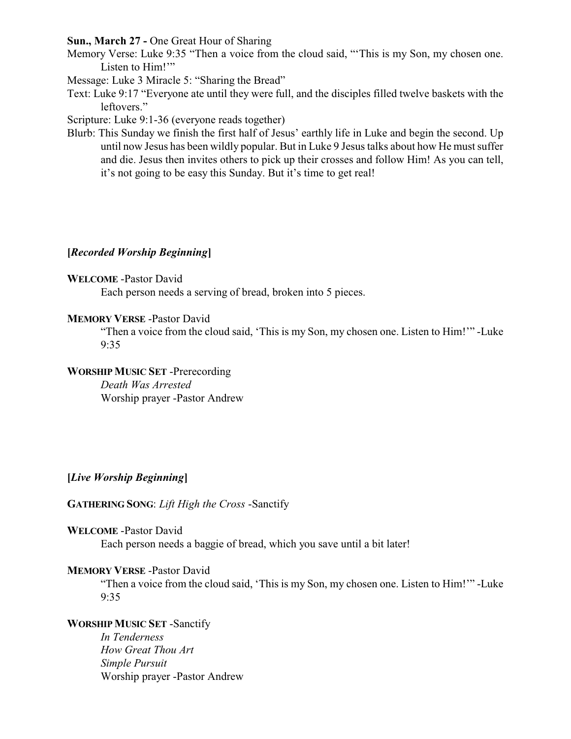**Sun., March 27 -** One Great Hour of Sharing

Memory Verse: Luke 9:35 "Then a voice from the cloud said, "'This is my Son, my chosen one. Listen to Him!'"

Message: Luke 3 Miracle 5: "Sharing the Bread"

Text: Luke 9:17 "Everyone ate until they were full, and the disciples filled twelve baskets with the leftovers."

Scripture: Luke 9:1-36 (everyone reads together)

Blurb: This Sunday we finish the first half of Jesus' earthly life in Luke and begin the second. Up until now Jesus has been wildly popular. But in Luke 9 Jesus talks about how He must suffer and die. Jesus then invites others to pick up their crosses and follow Him! As you can tell, it's not going to be easy this Sunday. But it's time to get real!

**[*Recorded Worship Beginning*]**

**WELCOME** -Pastor David

Each person needs a serving of bread, broken into 5 pieces.

**MEMORY VERSE** -Pastor David

"Then a voice from the cloud said, 'This is my Son, my chosen one. Listen to Him!'" -Luke 9:35

**WORSHIP MUSIC SET** -Prerecording

*Death Was Arrested*

Worship prayer -Pastor Andrew

**[*Live Worship Beginning*]**

**GATHERING SONG**: *Lift High the Cross* -Sanctify

**WELCOME** -Pastor David

Each person needs a baggie of bread, which you save until a bit later!

**MEMORY VERSE** -Pastor David

"Then a voice from the cloud said, 'This is my Son, my chosen one. Listen to Him!'" -Luke 9:35

**WORSHIP MUSIC SET** -Sanctify

*In Tenderness*

*How Great Thou Art*

*Simple Pursuit*

Worship prayer -Pastor Andrew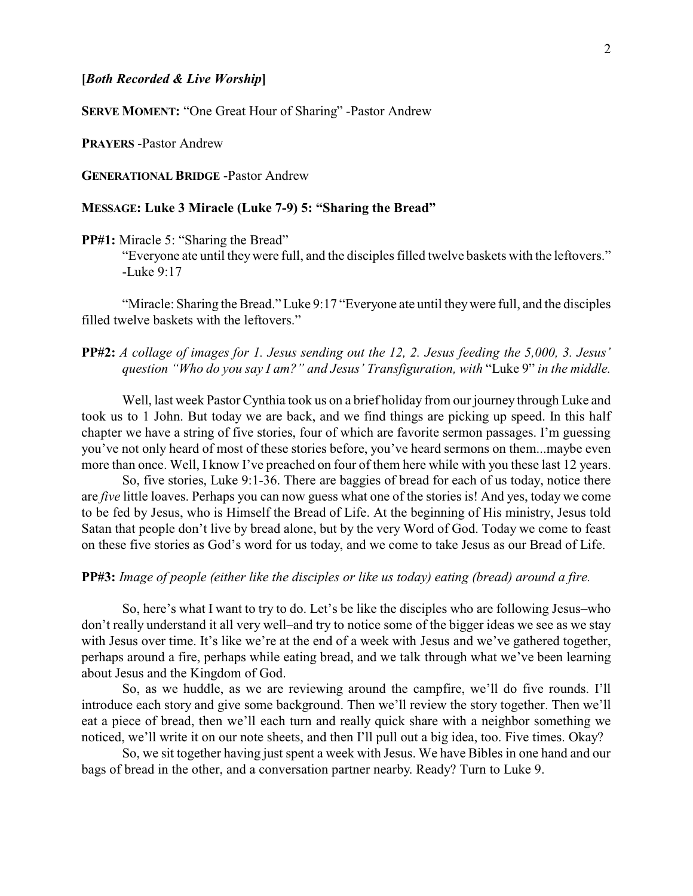**[*Both Recorded & Live Worship*]**

**SERVE MOMENT:** "One Great Hour of Sharing" -Pastor Andrew

**PRAYERS** -Pastor Andrew

**GENERATIONAL BRIDGE** -Pastor Andrew

**MESSAGE: Luke 3 Miracle (Luke 7-9) 5: "Sharing the Bread"**

**PP#1:** Miracle 5: "Sharing the Bread"

"Everyone ate until they were full, and the disciples filled twelve baskets with the leftovers." -Luke 9:17

"Miracle: Sharing the Bread." Luke 9:17 "Everyone ate until they were full, and the disciples filled twelve baskets with the leftovers."

**PP#2:** *A collage of images for 1. Jesus sending out the 12, 2. Jesus feeding the 5,000, 3. Jesus' question "Who do you say I am?" and Jesus' Transfiguration, with* "Luke 9" *in the middle.*

Well, last week Pastor Cynthia took us on a brief holiday from our journey through Luke and took us to 1 John. But today we are back, and we find things are picking up speed. In this half chapter we have a string of five stories, four of which are favorite sermon passages. I'm guessing you've not only heard of most of these stories before, you've heard sermons on them...maybe even more than once. Well, I know I've preached on four of them here while with you these last 12 years.

So, five stories, Luke 9:1-36. There are baggies of bread for each of us today, notice there are *five* little loaves. Perhaps you can now guess what one of the stories is! And yes, today we come to be fed by Jesus, who is Himself the Bread of Life. At the beginning of His ministry, Jesus told Satan that people don't live by bread alone, but by the very Word of God. Today we come to feast on these five stories as God's word for us today, and we come to take Jesus as our Bread of Life.

**PP#3:** *Image of people (either like the disciples or like us today) eating (bread) around a fire.*

So, here's what I want to try to do. Let's be like the disciples who are following Jesus–who don't really understand it all very well–and try to notice some of the bigger ideas we see as we stay with Jesus over time. It's like we're at the end of a week with Jesus and we've gathered together, perhaps around a fire, perhaps while eating bread, and we talk through what we've been learning about Jesus and the Kingdom of God.

So, as we huddle, as we are reviewing around the campfire, we'll do five rounds. I'll introduce each story and give some background. Then we'll review the story together. Then we'll eat a piece of bread, then we'll each turn and really quick share with a neighbor something we noticed, we'll write it on our note sheets, and then I'll pull out a big idea, too. Five times. Okay?

So, we sit together having just spent a week with Jesus. We have Bibles in one hand and our bags of bread in the other, and a conversation partner nearby. Ready? Turn to Luke 9.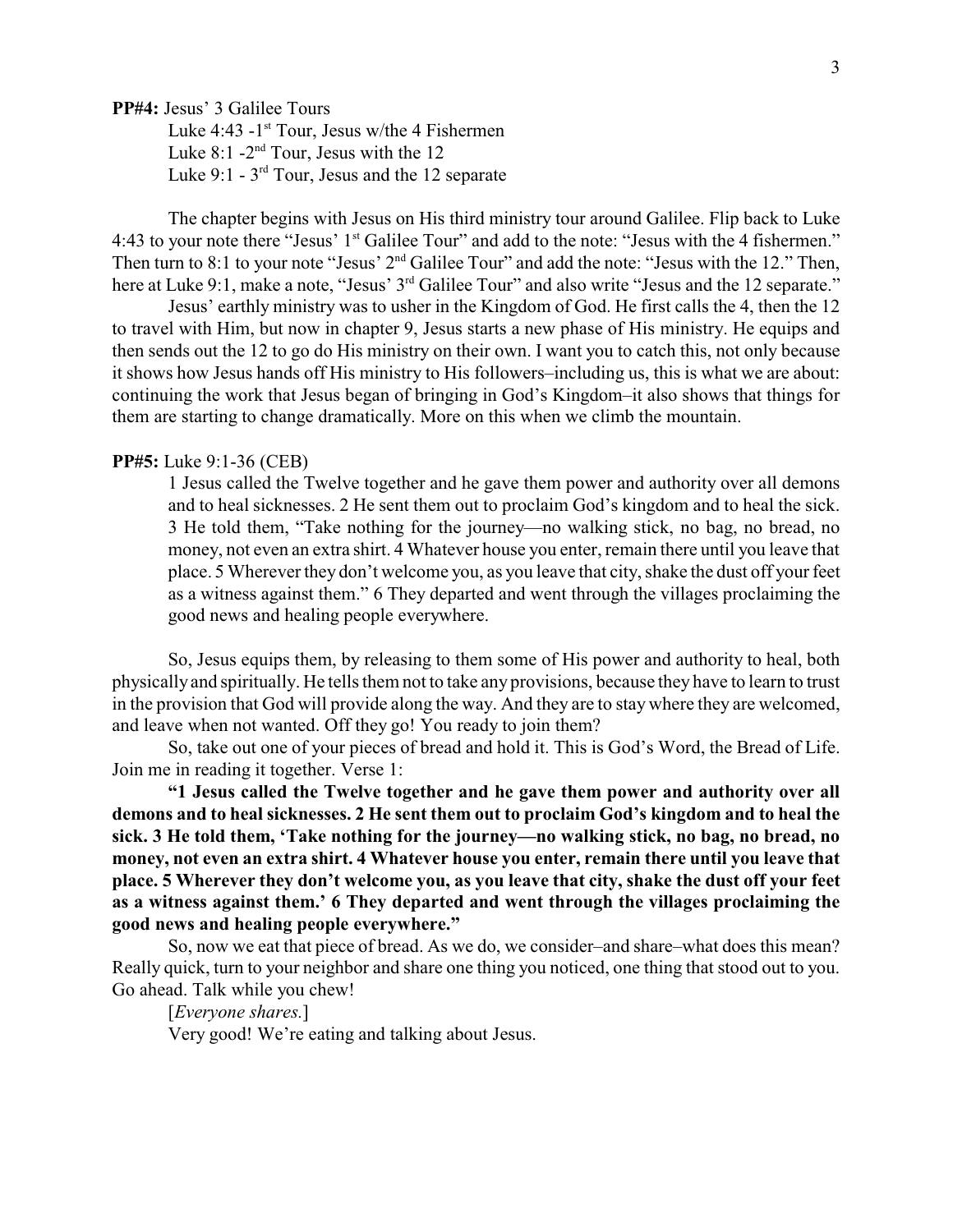**PP#4:** Jesus' 3 Galilee Tours

Luke 4:43 -1st Tour, Jesus w/the 4 Fishermen
Luke 8:1 -2nd Tour, Jesus with the 12
Luke 9:1 - 3rd Tour, Jesus and the 12 separate

The chapter begins with Jesus on His third ministry tour around Galilee. Flip back to Luke 4:43 to your note there "Jesus' 1st Galilee Tour" and add to the note: "Jesus with the 4 fishermen." Then turn to 8:1 to your note "Jesus' 2nd Galilee Tour" and add the note: "Jesus with the 12." Then, here at Luke 9:1, make a note, "Jesus' 3rd Galilee Tour" and also write "Jesus and the 12 separate."

Jesus' earthly ministry was to usher in the Kingdom of God. He first calls the 4, then the 12 to travel with Him, but now in chapter 9, Jesus starts a new phase of His ministry. He equips and then sends out the 12 to go do His ministry on their own. I want you to catch this, not only because it shows how Jesus hands off His ministry to His followers–including us, this is what we are about: continuing the work that Jesus began of bringing in God's Kingdom–it also shows that things for them are starting to change dramatically. More on this when we climb the mountain.

**PP#5:** Luke 9:1-36 (CEB)

> 1 Jesus called the Twelve together and he gave them power and authority over all demons and to heal sicknesses. 2 He sent them out to proclaim God's kingdom and to heal the sick. 3 He told them, "Take nothing for the journey—no walking stick, no bag, no bread, no money, not even an extra shirt. 4 Whatever house you enter, remain there until you leave that place. 5 Wherever they don't welcome you, as you leave that city, shake the dust off your feet as a witness against them." 6 They departed and went through the villages proclaiming the good news and healing people everywhere.

So, Jesus equips them, by releasing to them some of His power and authority to heal, both physically and spiritually. He tells them not to take any provisions, because they have to learn to trust in the provision that God will provide along the way. And they are to stay where they are welcomed, and leave when not wanted. Off they go! You ready to join them?

So, take out one of your pieces of bread and hold it. This is God's Word, the Bread of Life. Join me in reading it together. Verse 1:

**"1 Jesus called the Twelve together and he gave them power and authority over all demons and to heal sicknesses. 2 He sent them out to proclaim God's kingdom and to heal the sick. 3 He told them, 'Take nothing for the journey—no walking stick, no bag, no bread, no money, not even an extra shirt. 4 Whatever house you enter, remain there until you leave that place. 5 Wherever they don't welcome you, as you leave that city, shake the dust off your feet as a witness against them.' 6 They departed and went through the villages proclaiming the good news and healing people everywhere."**

So, now we eat that piece of bread. As we do, we consider–and share–what does this mean? Really quick, turn to your neighbor and share one thing you noticed, one thing that stood out to you. Go ahead. Talk while you chew!

[*Everyone shares.*]

Very good! We're eating and talking about Jesus.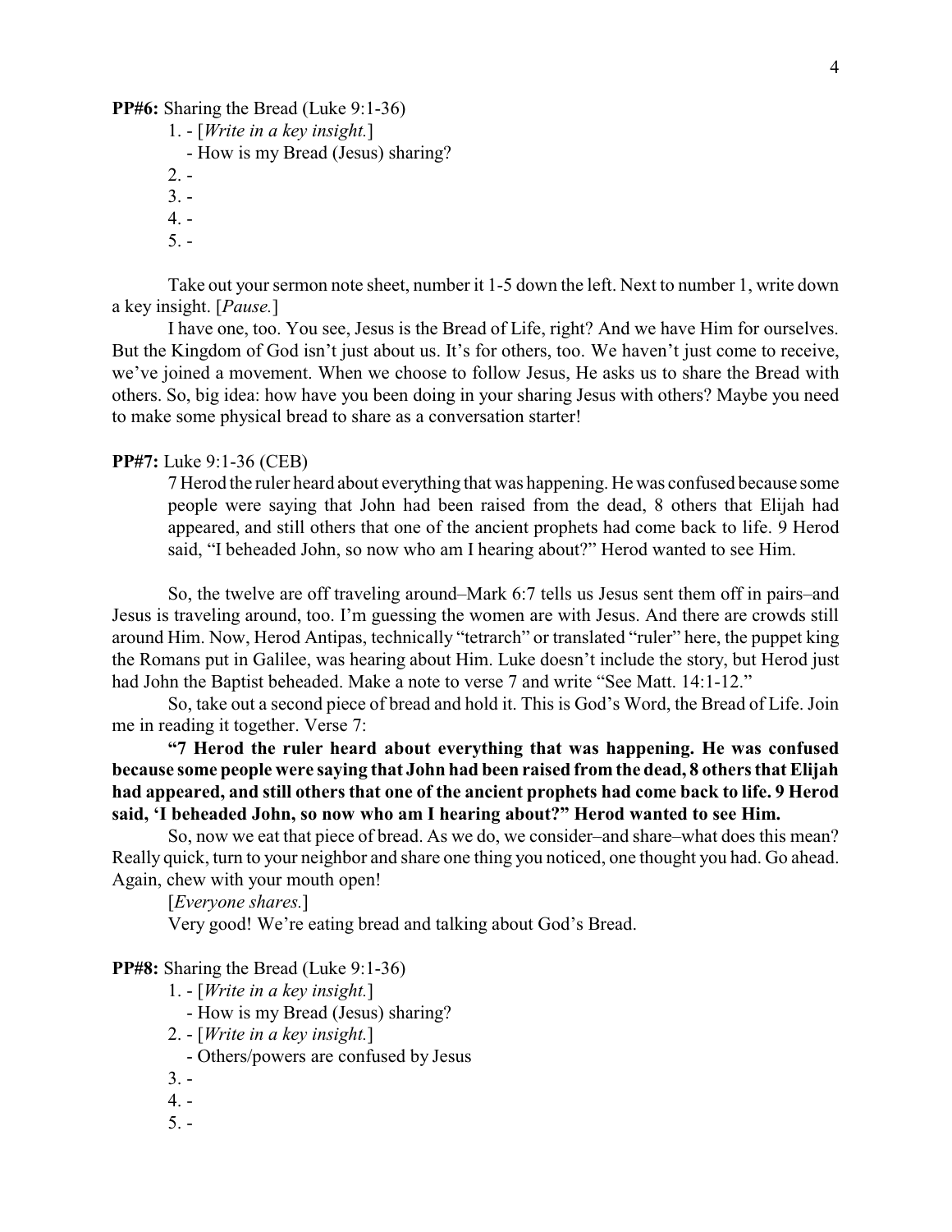**PP#6:** Sharing the Bread (Luke 9:1-36)

1. - [*Write in a key insight.*]
   - How is my Bread (Jesus) sharing?
2. -
3. -
4. -
5. -

Take out your sermon note sheet, number it 1-5 down the left. Next to number 1, write down a key insight. [*Pause.*]

I have one, too. You see, Jesus is the Bread of Life, right? And we have Him for ourselves. But the Kingdom of God isn't just about us. It's for others, too. We haven't just come to receive, we've joined a movement. When we choose to follow Jesus, He asks us to share the Bread with others. So, big idea: how have you been doing in your sharing Jesus with others? Maybe you need to make some physical bread to share as a conversation starter!

**PP#7:** Luke 9:1-36 (CEB)

> 7 Herod the ruler heard about everything that was happening. He was confused because some people were saying that John had been raised from the dead, 8 others that Elijah had appeared, and still others that one of the ancient prophets had come back to life. 9 Herod said, "I beheaded John, so now who am I hearing about?" Herod wanted to see Him.

So, the twelve are off traveling around–Mark 6:7 tells us Jesus sent them off in pairs–and Jesus is traveling around, too. I'm guessing the women are with Jesus. And there are crowds still around Him. Now, Herod Antipas, technically "tetrarch" or translated "ruler" here, the puppet king the Romans put in Galilee, was hearing about Him. Luke doesn't include the story, but Herod just had John the Baptist beheaded. Make a note to verse 7 and write "See Matt. 14:1-12."

So, take out a second piece of bread and hold it. This is God's Word, the Bread of Life. Join me in reading it together. Verse 7:

**"7 Herod the ruler heard about everything that was happening. He was confused because some people were saying that John had been raised from the dead, 8 others that Elijah had appeared, and still others that one of the ancient prophets had come back to life. 9 Herod said, 'I beheaded John, so now who am I hearing about?" Herod wanted to see Him.**

So, now we eat that piece of bread. As we do, we consider–and share–what does this mean? Really quick, turn to your neighbor and share one thing you noticed, one thought you had. Go ahead. Again, chew with your mouth open!

[*Everyone shares.*]

Very good! We're eating bread and talking about God's Bread.

**PP#8:** Sharing the Bread (Luke 9:1-36)

1. - [*Write in a key insight.*]
   - How is my Bread (Jesus) sharing?
2. - [*Write in a key insight.*]
   - Others/powers are confused by Jesus
3. -
4. -
5. -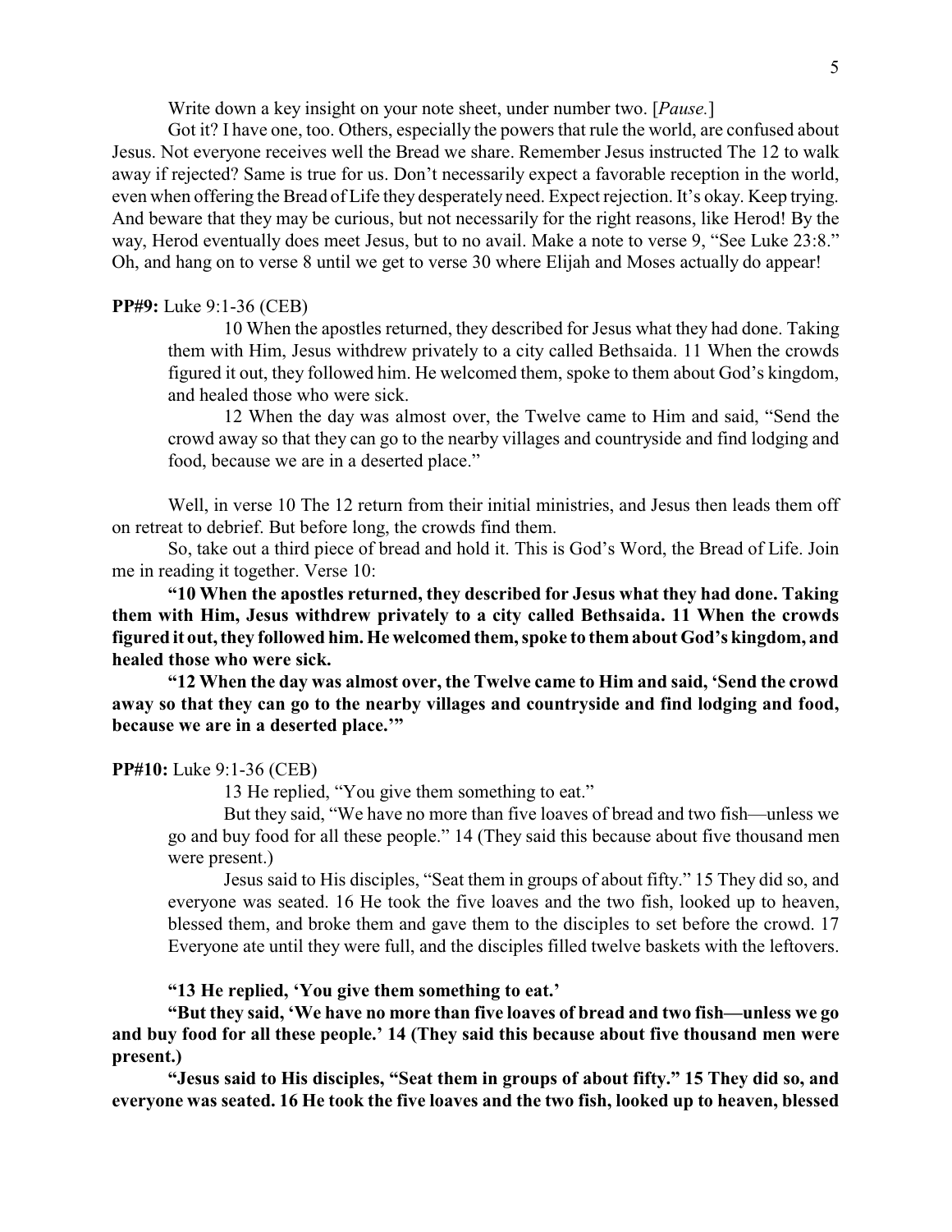Write down a key insight on your note sheet, under number two. [*Pause.*]

Got it? I have one, too. Others, especially the powers that rule the world, are confused about Jesus. Not everyone receives well the Bread we share. Remember Jesus instructed The 12 to walk away if rejected? Same is true for us. Don't necessarily expect a favorable reception in the world, even when offering the Bread of Life they desperately need. Expect rejection. It's okay. Keep trying. And beware that they may be curious, but not necessarily for the right reasons, like Herod! By the way, Herod eventually does meet Jesus, but to no avail. Make a note to verse 9, "See Luke 23:8." Oh, and hang on to verse 8 until we get to verse 30 where Elijah and Moses actually do appear!

**PP#9:** Luke 9:1-36 (CEB)

> 10 When the apostles returned, they described for Jesus what they had done. Taking them with Him, Jesus withdrew privately to a city called Bethsaida. 11 When the crowds figured it out, they followed him. He welcomed them, spoke to them about God's kingdom, and healed those who were sick.
>
> 12 When the day was almost over, the Twelve came to Him and said, "Send the crowd away so that they can go to the nearby villages and countryside and find lodging and food, because we are in a deserted place."

Well, in verse 10 The 12 return from their initial ministries, and Jesus then leads them off on retreat to debrief. But before long, the crowds find them.

So, take out a third piece of bread and hold it. This is God's Word, the Bread of Life. Join me in reading it together. Verse 10:

**"10 When the apostles returned, they described for Jesus what they had done. Taking them with Him, Jesus withdrew privately to a city called Bethsaida. 11 When the crowds figured it out, they followed him. He welcomed them, spoke to them about God's kingdom, and healed those who were sick.**

**"12 When the day was almost over, the Twelve came to Him and said, 'Send the crowd away so that they can go to the nearby villages and countryside and find lodging and food, because we are in a deserted place.'"**

**PP#10:** Luke 9:1-36 (CEB)

> 13 He replied, "You give them something to eat."
>
> But they said, "We have no more than five loaves of bread and two fish—unless we go and buy food for all these people." 14 (They said this because about five thousand men were present.)
>
> Jesus said to His disciples, "Seat them in groups of about fifty." 15 They did so, and everyone was seated. 16 He took the five loaves and the two fish, looked up to heaven, blessed them, and broke them and gave them to the disciples to set before the crowd. 17 Everyone ate until they were full, and the disciples filled twelve baskets with the leftovers.

**"13 He replied, 'You give them something to eat.'**

**"But they said, 'We have no more than five loaves of bread and two fish—unless we go and buy food for all these people.' 14 (They said this because about five thousand men were present.)**

**"Jesus said to His disciples, "Seat them in groups of about fifty." 15 They did so, and everyone was seated. 16 He took the five loaves and the two fish, looked up to heaven, blessed**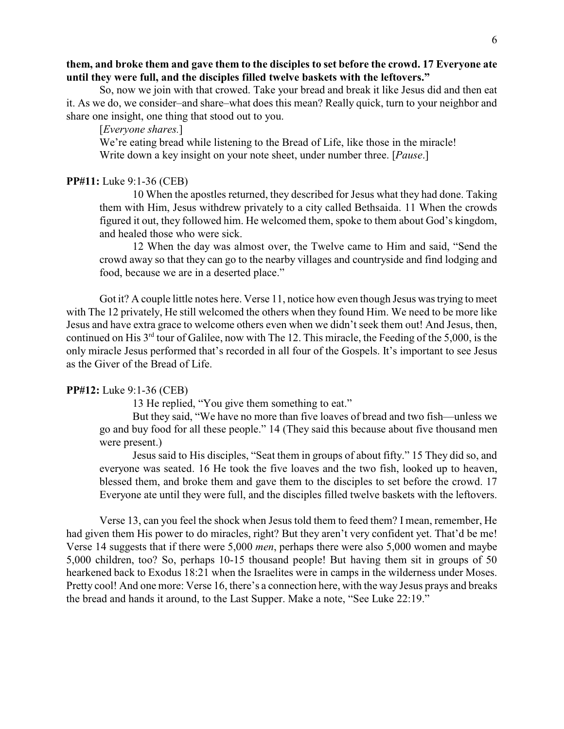**them, and broke them and gave them to the disciples to set before the crowd. 17 Everyone ate until they were full, and the disciples filled twelve baskets with the leftovers."**

So, now we join with that crowed. Take your bread and break it like Jesus did and then eat it. As we do, we consider–and share–what does this mean? Really quick, turn to your neighbor and share one insight, one thing that stood out to you.

[*Everyone shares.*]

We're eating bread while listening to the Bread of Life, like those in the miracle!

Write down a key insight on your note sheet, under number three. [*Pause*.]

**PP#11:** Luke 9:1-36 (CEB)

> 10 When the apostles returned, they described for Jesus what they had done. Taking them with Him, Jesus withdrew privately to a city called Bethsaida. 11 When the crowds figured it out, they followed him. He welcomed them, spoke to them about God's kingdom, and healed those who were sick.
>
> 12 When the day was almost over, the Twelve came to Him and said, "Send the crowd away so that they can go to the nearby villages and countryside and find lodging and food, because we are in a deserted place."

Got it? A couple little notes here. Verse 11, notice how even though Jesus was trying to meet with The 12 privately, He still welcomed the others when they found Him. We need to be more like Jesus and have extra grace to welcome others even when we didn't seek them out! And Jesus, then, continued on His 3rd tour of Galilee, now with The 12. This miracle, the Feeding of the 5,000, is the only miracle Jesus performed that's recorded in all four of the Gospels. It's important to see Jesus as the Giver of the Bread of Life.

**PP#12:** Luke 9:1-36 (CEB)

> 13 He replied, "You give them something to eat."
>
> But they said, "We have no more than five loaves of bread and two fish—unless we go and buy food for all these people." 14 (They said this because about five thousand men were present.)
>
> Jesus said to His disciples, "Seat them in groups of about fifty." 15 They did so, and everyone was seated. 16 He took the five loaves and the two fish, looked up to heaven, blessed them, and broke them and gave them to the disciples to set before the crowd. 17 Everyone ate until they were full, and the disciples filled twelve baskets with the leftovers.

Verse 13, can you feel the shock when Jesus told them to feed them? I mean, remember, He had given them His power to do miracles, right? But they aren't very confident yet. That'd be me! Verse 14 suggests that if there were 5,000 *men*, perhaps there were also 5,000 women and maybe 5,000 children, too? So, perhaps 10-15 thousand people! But having them sit in groups of 50 hearkened back to Exodus 18:21 when the Israelites were in camps in the wilderness under Moses. Pretty cool! And one more: Verse 16, there's a connection here, with the way Jesus prays and breaks the bread and hands it around, to the Last Supper. Make a note, "See Luke 22:19."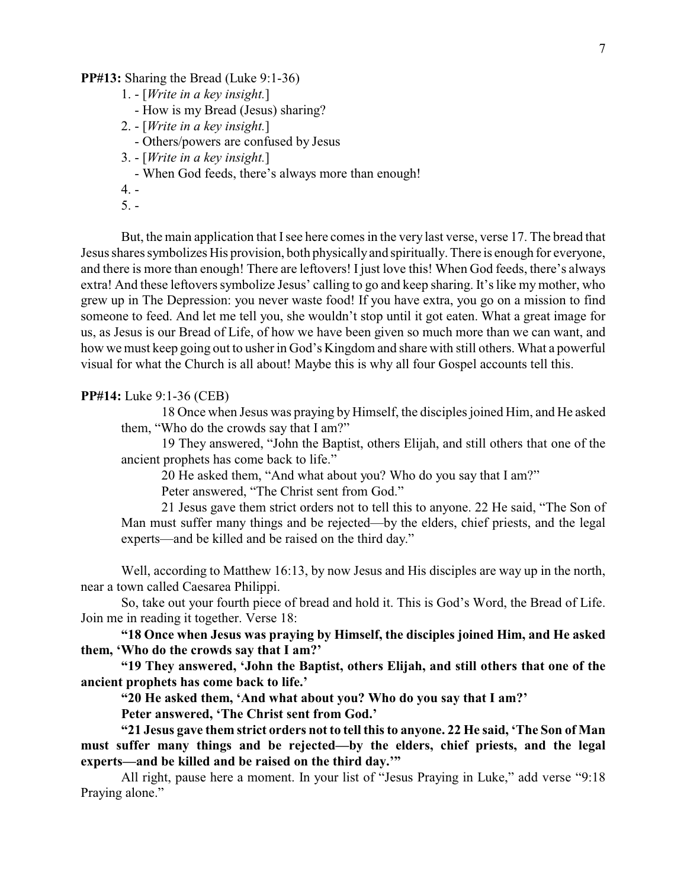**PP#13:** Sharing the Bread (Luke 9:1-36)

1. - [*Write in a key insight.*]
   - How is my Bread (Jesus) sharing?
2. - [*Write in a key insight.*]
   - Others/powers are confused by Jesus
3. - [*Write in a key insight.*]
   - When God feeds, there's always more than enough!
4. -
5. -

But, the main application that I see here comes in the very last verse, verse 17. The bread that Jesus shares symbolizes His provision, both physically and spiritually. There is enough for everyone, and there is more than enough! There are leftovers! I just love this! When God feeds, there's always extra! And these leftovers symbolize Jesus' calling to go and keep sharing. It's like my mother, who grew up in The Depression: you never waste food! If you have extra, you go on a mission to find someone to feed. And let me tell you, she wouldn't stop until it got eaten. What a great image for us, as Jesus is our Bread of Life, of how we have been given so much more than we can want, and how we must keep going out to usher in God's Kingdom and share with still others. What a powerful visual for what the Church is all about! Maybe this is why all four Gospel accounts tell this.

**PP#14:** Luke 9:1-36 (CEB)

> 18 Once when Jesus was praying by Himself, the disciples joined Him, and He asked them, "Who do the crowds say that I am?"
>
> 19 They answered, "John the Baptist, others Elijah, and still others that one of the ancient prophets has come back to life."
>
> 20 He asked them, "And what about you? Who do you say that I am?"
>
> Peter answered, "The Christ sent from God."
>
> 21 Jesus gave them strict orders not to tell this to anyone. 22 He said, "The Son of Man must suffer many things and be rejected—by the elders, chief priests, and the legal experts—and be killed and be raised on the third day."

Well, according to Matthew 16:13, by now Jesus and His disciples are way up in the north, near a town called Caesarea Philippi.

So, take out your fourth piece of bread and hold it. This is God's Word, the Bread of Life. Join me in reading it together. Verse 18:

**"18 Once when Jesus was praying by Himself, the disciples joined Him, and He asked them, 'Who do the crowds say that I am?'**

**"19 They answered, 'John the Baptist, others Elijah, and still others that one of the ancient prophets has come back to life.'**

**"20 He asked them, 'And what about you? Who do you say that I am?'**

**Peter answered, 'The Christ sent from God.'**

**"21 Jesus gave them strict orders not to tell this to anyone. 22 He said, 'The Son of Man must suffer many things and be rejected—by the elders, chief priests, and the legal experts—and be killed and be raised on the third day.'"**

All right, pause here a moment. In your list of "Jesus Praying in Luke," add verse "9:18 Praying alone."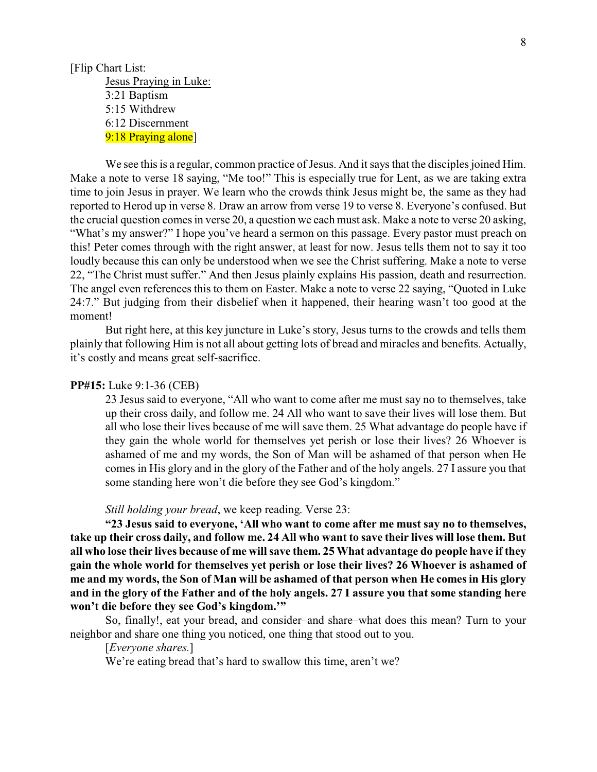[Flip Chart List:

Jesus Praying in Luke:
3:21 Baptism
5:15 Withdrew
6:12 Discernment
9:18 Praying alone]

We see this is a regular, common practice of Jesus. And it says that the disciples joined Him. Make a note to verse 18 saying, "Me too!" This is especially true for Lent, as we are taking extra time to join Jesus in prayer. We learn who the crowds think Jesus might be, the same as they had reported to Herod up in verse 8. Draw an arrow from verse 19 to verse 8. Everyone's confused. But the crucial question comes in verse 20, a question we each must ask. Make a note to verse 20 asking, "What's my answer?" I hope you've heard a sermon on this passage. Every pastor must preach on this! Peter comes through with the right answer, at least for now. Jesus tells them not to say it too loudly because this can only be understood when we see the Christ suffering. Make a note to verse 22, "The Christ must suffer." And then Jesus plainly explains His passion, death and resurrection. The angel even references this to them on Easter. Make a note to verse 22 saying, "Quoted in Luke 24:7." But judging from their disbelief when it happened, their hearing wasn't too good at the moment!

But right here, at this key juncture in Luke's story, Jesus turns to the crowds and tells them plainly that following Him is not all about getting lots of bread and miracles and benefits. Actually, it's costly and means great self-sacrifice.

**PP#15:** Luke 9:1-36 (CEB)

> 23 Jesus said to everyone, "All who want to come after me must say no to themselves, take up their cross daily, and follow me. 24 All who want to save their lives will lose them. But all who lose their lives because of me will save them. 25 What advantage do people have if they gain the whole world for themselves yet perish or lose their lives? 26 Whoever is ashamed of me and my words, the Son of Man will be ashamed of that person when He comes in His glory and in the glory of the Father and of the holy angels. 27 I assure you that some standing here won't die before they see God's kingdom."

*Still holding your bread*, we keep reading. Verse 23:

**"23 Jesus said to everyone, 'All who want to come after me must say no to themselves, take up their cross daily, and follow me. 24 All who want to save their lives will lose them. But all who lose their lives because of me will save them. 25 What advantage do people have if they gain the whole world for themselves yet perish or lose their lives? 26 Whoever is ashamed of me and my words, the Son of Man will be ashamed of that person when He comes in His glory and in the glory of the Father and of the holy angels. 27 I assure you that some standing here won't die before they see God's kingdom.'"**

So, finally!, eat your bread, and consider–and share–what does this mean? Turn to your neighbor and share one thing you noticed, one thing that stood out to you.

[*Everyone shares.*]

We're eating bread that's hard to swallow this time, aren't we?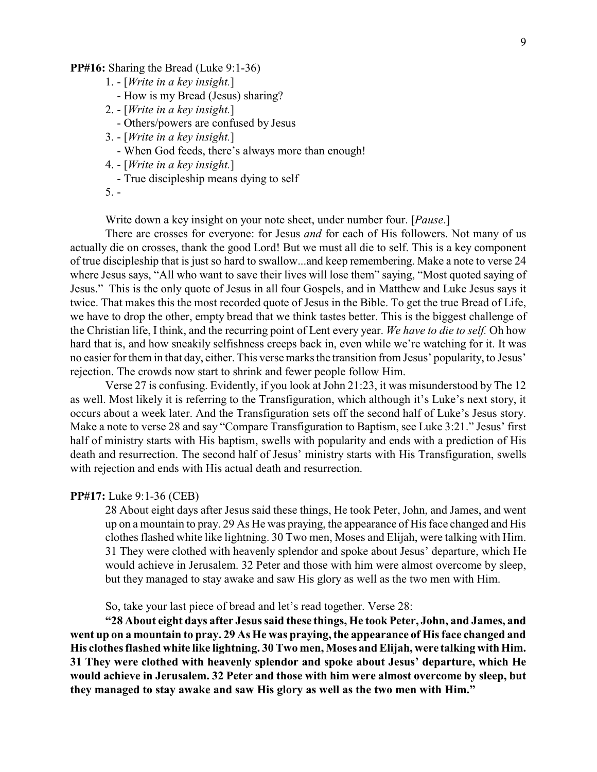**PP#16:** Sharing the Bread (Luke 9:1-36)

1. - [*Write in a key insight.*]
   - How is my Bread (Jesus) sharing?
2. - [*Write in a key insight.*]
   - Others/powers are confused by Jesus
3. - [*Write in a key insight.*]
   - When God feeds, there's always more than enough!
4. - [*Write in a key insight.*]
   - True discipleship means dying to self
5. -

Write down a key insight on your note sheet, under number four. [*Pause*.]

There are crosses for everyone: for Jesus *and* for each of His followers. Not many of us actually die on crosses, thank the good Lord! But we must all die to self. This is a key component of true discipleship that is just so hard to swallow...and keep remembering. Make a note to verse 24 where Jesus says, "All who want to save their lives will lose them" saying, "Most quoted saying of Jesus." This is the only quote of Jesus in all four Gospels, and in Matthew and Luke Jesus says it twice. That makes this the most recorded quote of Jesus in the Bible. To get the true Bread of Life, we have to drop the other, empty bread that we think tastes better. This is the biggest challenge of the Christian life, I think, and the recurring point of Lent every year. *We have to die to self.* Oh how hard that is, and how sneakily selfishness creeps back in, even while we're watching for it. It was no easier for them in that day, either. This verse marks the transition from Jesus' popularity, to Jesus' rejection. The crowds now start to shrink and fewer people follow Him.

Verse 27 is confusing. Evidently, if you look at John 21:23, it was misunderstood by The 12 as well. Most likely it is referring to the Transfiguration, which although it's Luke's next story, it occurs about a week later. And the Transfiguration sets off the second half of Luke's Jesus story. Make a note to verse 28 and say "Compare Transfiguration to Baptism, see Luke 3:21." Jesus' first half of ministry starts with His baptism, swells with popularity and ends with a prediction of His death and resurrection. The second half of Jesus' ministry starts with His Transfiguration, swells with rejection and ends with His actual death and resurrection.

**PP#17:** Luke 9:1-36 (CEB)

> 28 About eight days after Jesus said these things, He took Peter, John, and James, and went up on a mountain to pray. 29 As He was praying, the appearance of His face changed and His clothes flashed white like lightning. 30 Two men, Moses and Elijah, were talking with Him. 31 They were clothed with heavenly splendor and spoke about Jesus' departure, which He would achieve in Jerusalem. 32 Peter and those with him were almost overcome by sleep, but they managed to stay awake and saw His glory as well as the two men with Him.

So, take your last piece of bread and let's read together. Verse 28:

**"28 About eight days after Jesus said these things, He took Peter, John, and James, and went up on a mountain to pray. 29 As He was praying, the appearance of His face changed and His clothes flashed white like lightning. 30 Two men, Moses and Elijah, were talking with Him. 31 They were clothed with heavenly splendor and spoke about Jesus' departure, which He would achieve in Jerusalem. 32 Peter and those with him were almost overcome by sleep, but they managed to stay awake and saw His glory as well as the two men with Him."**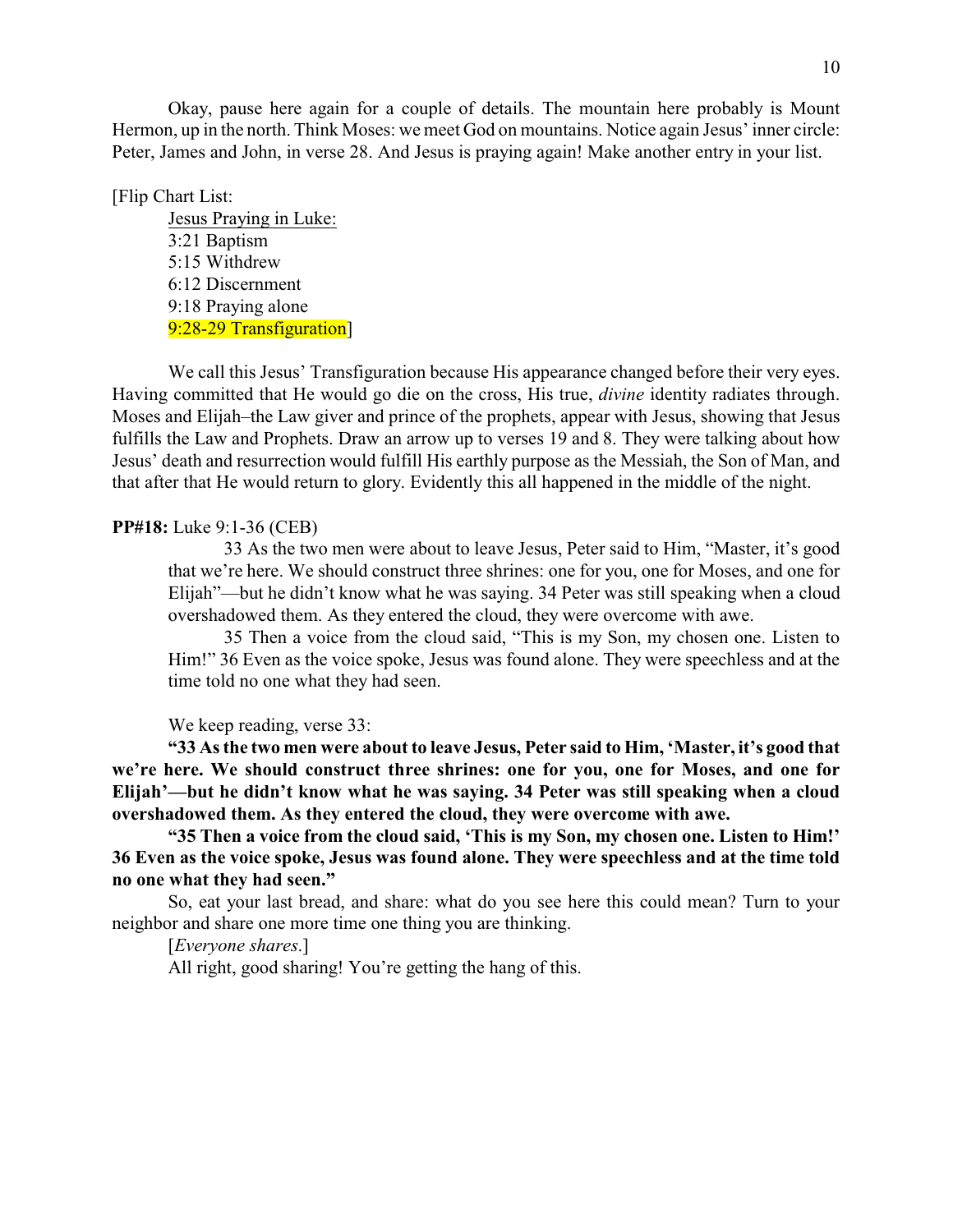Okay, pause here again for a couple of details. The mountain here probably is Mount Hermon, up in the north. Think Moses: we meet God on mountains. Notice again Jesus' inner circle: Peter, James and John, in verse 28. And Jesus is praying again! Make another entry in your list.

[Flip Chart List:

> Jesus Praying in Luke:
> 3:21 Baptism
> 5:15 Withdrew
> 6:12 Discernment
> 9:18 Praying alone
> 9:28-29 Transfiguration]

We call this Jesus' Transfiguration because His appearance changed before their very eyes. Having committed that He would go die on the cross, His true, *divine* identity radiates through. Moses and Elijah–the Law giver and prince of the prophets, appear with Jesus, showing that Jesus fulfills the Law and Prophets. Draw an arrow up to verses 19 and 8. They were talking about how Jesus' death and resurrection would fulfill His earthly purpose as the Messiah, the Son of Man, and that after that He would return to glory. Evidently this all happened in the middle of the night.

**PP#18:** Luke 9:1-36 (CEB)

> 33 As the two men were about to leave Jesus, Peter said to Him, "Master, it's good that we're here. We should construct three shrines: one for you, one for Moses, and one for Elijah"—but he didn't know what he was saying. 34 Peter was still speaking when a cloud overshadowed them. As they entered the cloud, they were overcome with awe.
>
> 35 Then a voice from the cloud said, "This is my Son, my chosen one. Listen to Him!" 36 Even as the voice spoke, Jesus was found alone. They were speechless and at the time told no one what they had seen.

We keep reading, verse 33:

**"33 As the two men were about to leave Jesus, Peter said to Him, 'Master, it's good that we're here. We should construct three shrines: one for you, one for Moses, and one for Elijah'—but he didn't know what he was saying. 34 Peter was still speaking when a cloud overshadowed them. As they entered the cloud, they were overcome with awe.**

**"35 Then a voice from the cloud said, 'This is my Son, my chosen one. Listen to Him!' 36 Even as the voice spoke, Jesus was found alone. They were speechless and at the time told no one what they had seen."**

So, eat your last bread, and share: what do you see here this could mean? Turn to your neighbor and share one more time one thing you are thinking.

[*Everyone shares.*]

All right, good sharing! You're getting the hang of this.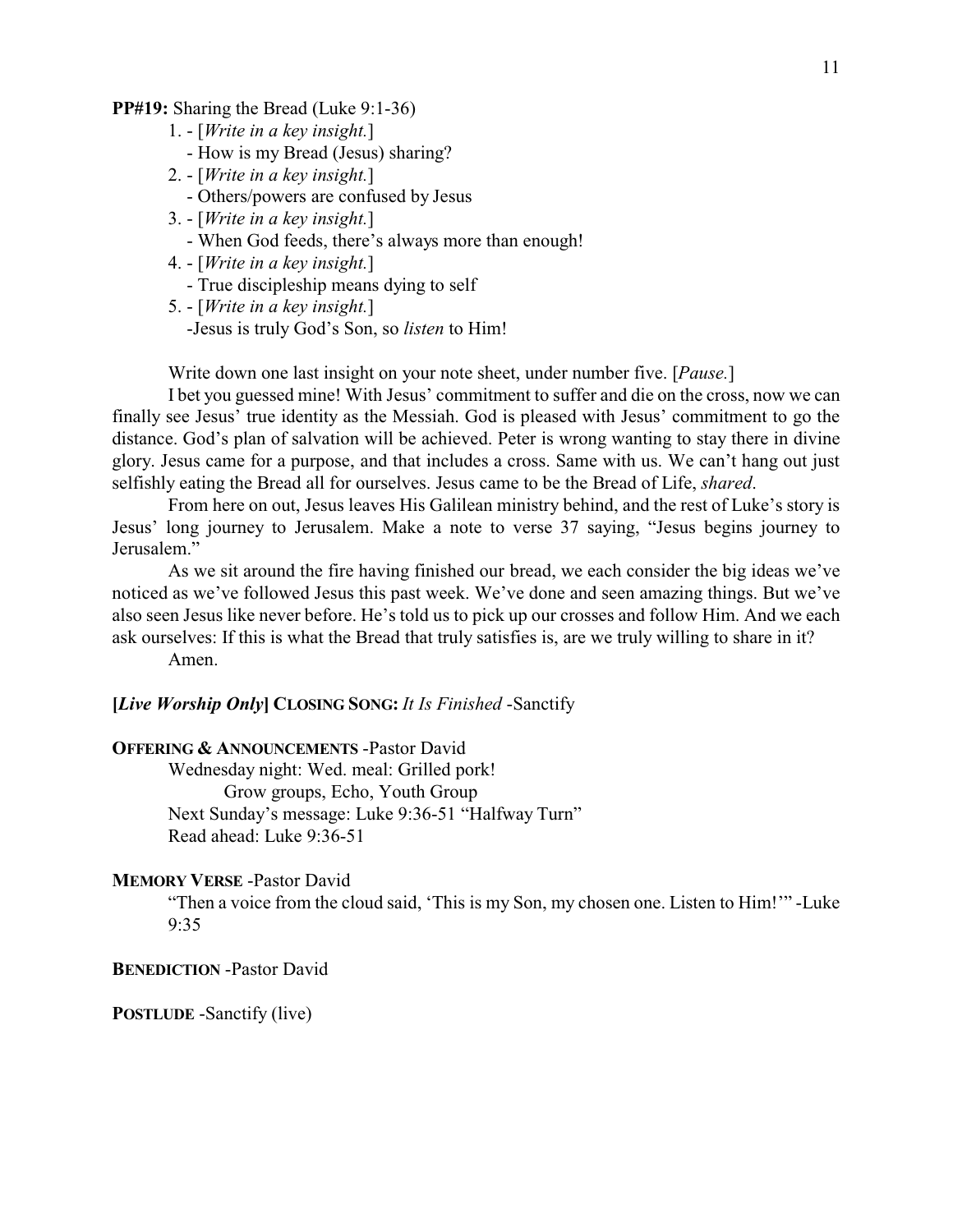**PP#19:** Sharing the Bread (Luke 9:1-36)

1. - [*Write in a key insight.*]
   - How is my Bread (Jesus) sharing?
2. - [*Write in a key insight.*]
   - Others/powers are confused by Jesus
3. - [*Write in a key insight.*]
   - When God feeds, there's always more than enough!
4. - [*Write in a key insight.*]
   - True discipleship means dying to self
5. - [*Write in a key insight.*]
   -Jesus is truly God's Son, so *listen* to Him!

Write down one last insight on your note sheet, under number five. [*Pause.*]

I bet you guessed mine! With Jesus' commitment to suffer and die on the cross, now we can finally see Jesus' true identity as the Messiah. God is pleased with Jesus' commitment to go the distance. God's plan of salvation will be achieved. Peter is wrong wanting to stay there in divine glory. Jesus came for a purpose, and that includes a cross. Same with us. We can't hang out just selfishly eating the Bread all for ourselves. Jesus came to be the Bread of Life, *shared*.

From here on out, Jesus leaves His Galilean ministry behind, and the rest of Luke's story is Jesus' long journey to Jerusalem. Make a note to verse 37 saying, "Jesus begins journey to Jerusalem."

As we sit around the fire having finished our bread, we each consider the big ideas we've noticed as we've followed Jesus this past week. We've done and seen amazing things. But we've also seen Jesus like never before. He's told us to pick up our crosses and follow Him. And we each ask ourselves: If this is what the Bread that truly satisfies is, are we truly willing to share in it?

Amen.

**[*Live Worship Only*] CLOSING SONG:** *It Is Finished* -Sanctify

**OFFERING & ANNOUNCEMENTS** -Pastor David

Wednesday night: Wed. meal: Grilled pork!
  Grow groups, Echo, Youth Group
Next Sunday's message: Luke 9:36-51 "Halfway Turn"
Read ahead: Luke 9:36-51

**MEMORY VERSE** -Pastor David

"Then a voice from the cloud said, 'This is my Son, my chosen one. Listen to Him!'" -Luke 9:35

**BENEDICTION** -Pastor David

**POSTLUDE** -Sanctify (live)